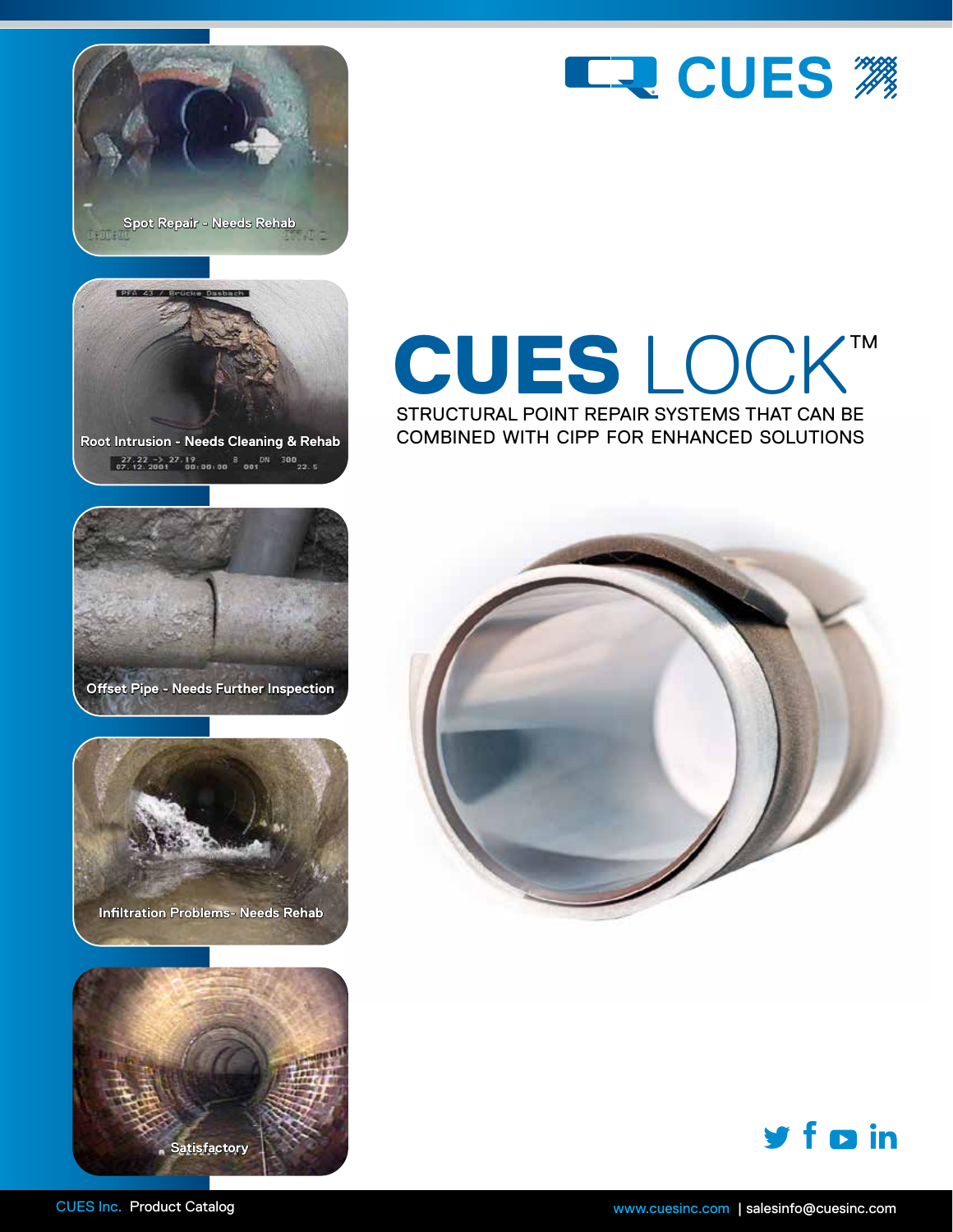Spot Repair - Needs Rehab

Root Intrusion - Needs Cleaning & Rehab

Offset Pipe - Needs Further Inspection

Infiltration Problems- Needs Rehab

Satisfactory

CUES

# CUES LOCK™

## STRUCTURAL POINT REPAIR SYSTEMS THAT CAN BE COMBINED WITH CIPP FOR ENHANCED SOLUTIONS

CUES Inc. Product Catalog

www.cuesinc.com | salesinfo@cuesinc.com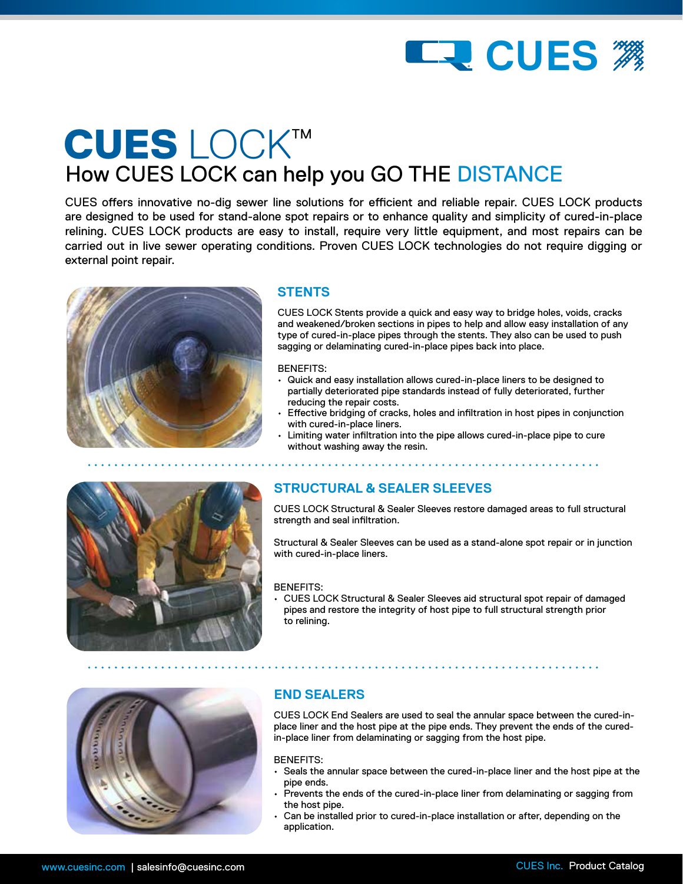# CUES LOCK™

## How CUES LOCK can help you GO THE DISTANCE

CUES offers innovative no-dig sewer line solutions for efficient and reliable repair. CUES LOCK products are designed to be used for stand-alone spot repairs or to enhance quality and simplicity of cured-in-place relining. CUES LOCK products are easy to install, require very little equipment, and most repairs can be carried out in live sewer operating conditions. Proven CUES LOCK technologies do not require digging or external point repair.

### STENTS

CUES LOCK Stents provide a quick and easy way to bridge holes, voids, cracks and weakened/broken sections in pipes to help and allow easy installation of any type of cured-in-place pipes through the stents. They also can be used to push sagging or delaminating cured-in-place pipes back into place.

BENEFITS:

- Quick and easy installation allows cured-in-place liners to be designed to partially deteriorated pipe standards instead of fully deteriorated, further reducing the repair costs.
- Effective bridging of cracks, holes and infiltration in host pipes in conjunction with cured-in-place liners.
- Limiting water infiltration into the pipe allows cured-in-place pipe to cure without washing away the resin.

### STRUCTURAL & SEALER SLEEVES

CUES LOCK Structural & Sealer Sleeves restore damaged areas to full structural strength and seal infiltration.

Structural & Sealer Sleeves can be used as a stand-alone spot repair or in junction with cured-in-place liners.

BENEFITS:

- CUES LOCK Structural & Sealer Sleeves aid structural spot repair of damaged pipes and restore the integrity of host pipe to full structural strength prior to relining.

### END SEALERS

CUES LOCK End Sealers are used to seal the annular space between the cured-in-place liner and the host pipe at the pipe ends. They prevent the ends of the cured-in-place liner from delaminating or sagging from the host pipe.

BENEFITS:

- Seals the annular space between the cured-in-place liner and the host pipe at the pipe ends.
- Prevents the ends of the cured-in-place liner from delaminating or sagging from the host pipe.
- Can be installed prior to cured-in-place installation or after, depending on the application.

www.cuesinc.com | salesinfo@cuesinc.com